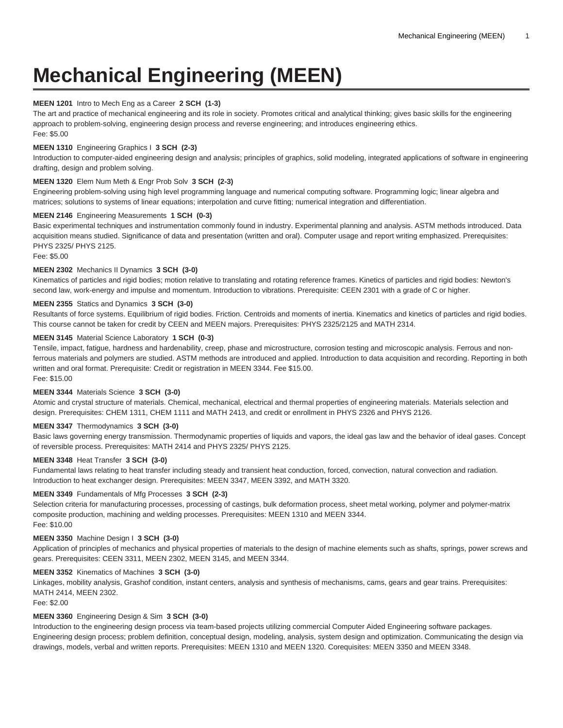# Mechanical Engineering (MEEN)

**MEEN 1201** Intro to Mech Eng as a Career **2 SCH (1-3)**

The art and practice of mechanical engineering and its role in society. Promotes critical and analytical thinking; gives basic skills for the engineering approach to problem-solving, engineering design process and reverse engineering; and introduces engineering ethics.

Fee: $5.00

**MEEN 1310** Engineering Graphics I **3 SCH (2-3)**

Introduction to computer-aided engineering design and analysis; principles of graphics, solid modeling, integrated applications of software in engineering drafting, design and problem solving.

**MEEN 1320** Elem Num Meth & Engr Prob Solv **3 SCH (2-3)**

Engineering problem-solving using high level programming language and numerical computing software. Programming logic; linear algebra and matrices; solutions to systems of linear equations; interpolation and curve fitting; numerical integration and differentiation.

**MEEN 2146** Engineering Measurements **1 SCH (0-3)**

Basic experimental techniques and instrumentation commonly found in industry. Experimental planning and analysis. ASTM methods introduced. Data acquisition means studied. Significance of data and presentation (written and oral). Computer usage and report writing emphasized. Prerequisites: PHYS 2325/ PHYS 2125.

Fee: $5.00

**MEEN 2302** Mechanics II Dynamics **3 SCH (3-0)**

Kinematics of particles and rigid bodies; motion relative to translating and rotating reference frames. Kinetics of particles and rigid bodies: Newton's second law, work-energy and impulse and momentum. Introduction to vibrations. Prerequisite: CEEN 2301 with a grade of C or higher.

**MEEN 2355** Statics and Dynamics **3 SCH (3-0)**

Resultants of force systems. Equilibrium of rigid bodies. Friction. Centroids and moments of inertia. Kinematics and kinetics of particles and rigid bodies. This course cannot be taken for credit by CEEN and MEEN majors. Prerequisites: PHYS 2325/2125 and MATH 2314.

**MEEN 3145** Material Science Laboratory **1 SCH (0-3)**

Tensile, impact, fatigue, hardness and hardenability, creep, phase and microstructure, corrosion testing and microscopic analysis. Ferrous and non-ferrous materials and polymers are studied. ASTM methods are introduced and applied. Introduction to data acquisition and recording. Reporting in both written and oral format. Prerequisite: Credit or registration in MEEN 3344. Fee $15.00.

Fee: $15.00

**MEEN 3344** Materials Science **3 SCH (3-0)**

Atomic and crystal structure of materials. Chemical, mechanical, electrical and thermal properties of engineering materials. Materials selection and design. Prerequisites: CHEM 1311, CHEM 1111 and MATH 2413, and credit or enrollment in PHYS 2326 and PHYS 2126.

**MEEN 3347** Thermodynamics **3 SCH (3-0)**

Basic laws governing energy transmission. Thermodynamic properties of liquids and vapors, the ideal gas law and the behavior of ideal gases. Concept of reversible process. Prerequisites: MATH 2414 and PHYS 2325/ PHYS 2125.

**MEEN 3348** Heat Transfer **3 SCH (3-0)**

Fundamental laws relating to heat transfer including steady and transient heat conduction, forced, convection, natural convection and radiation. Introduction to heat exchanger design. Prerequisites: MEEN 3347, MEEN 3392, and MATH 3320.

**MEEN 3349** Fundamentals of Mfg Processes **3 SCH (2-3)**

Selection criteria for manufacturing processes, processing of castings, bulk deformation process, sheet metal working, polymer and polymer-matrix composite production, machining and welding processes. Prerequisites: MEEN 1310 and MEEN 3344.

Fee: $10.00

**MEEN 3350** Machine Design I **3 SCH (3-0)**

Application of principles of mechanics and physical properties of materials to the design of machine elements such as shafts, springs, power screws and gears. Prerequisites: CEEN 3311, MEEN 2302, MEEN 3145, and MEEN 3344.

**MEEN 3352** Kinematics of Machines **3 SCH (3-0)**

Linkages, mobility analysis, Grashof condition, instant centers, analysis and synthesis of mechanisms, cams, gears and gear trains. Prerequisites: MATH 2414, MEEN 2302.

Fee: $2.00

**MEEN 3360** Engineering Design & Sim **3 SCH (3-0)**

Introduction to the engineering design process via team-based projects utilizing commercial Computer Aided Engineering software packages. Engineering design process; problem definition, conceptual design, modeling, analysis, system design and optimization. Communicating the design via drawings, models, verbal and written reports. Prerequisites: MEEN 1310 and MEEN 1320. Corequisites: MEEN 3350 and MEEN 3348.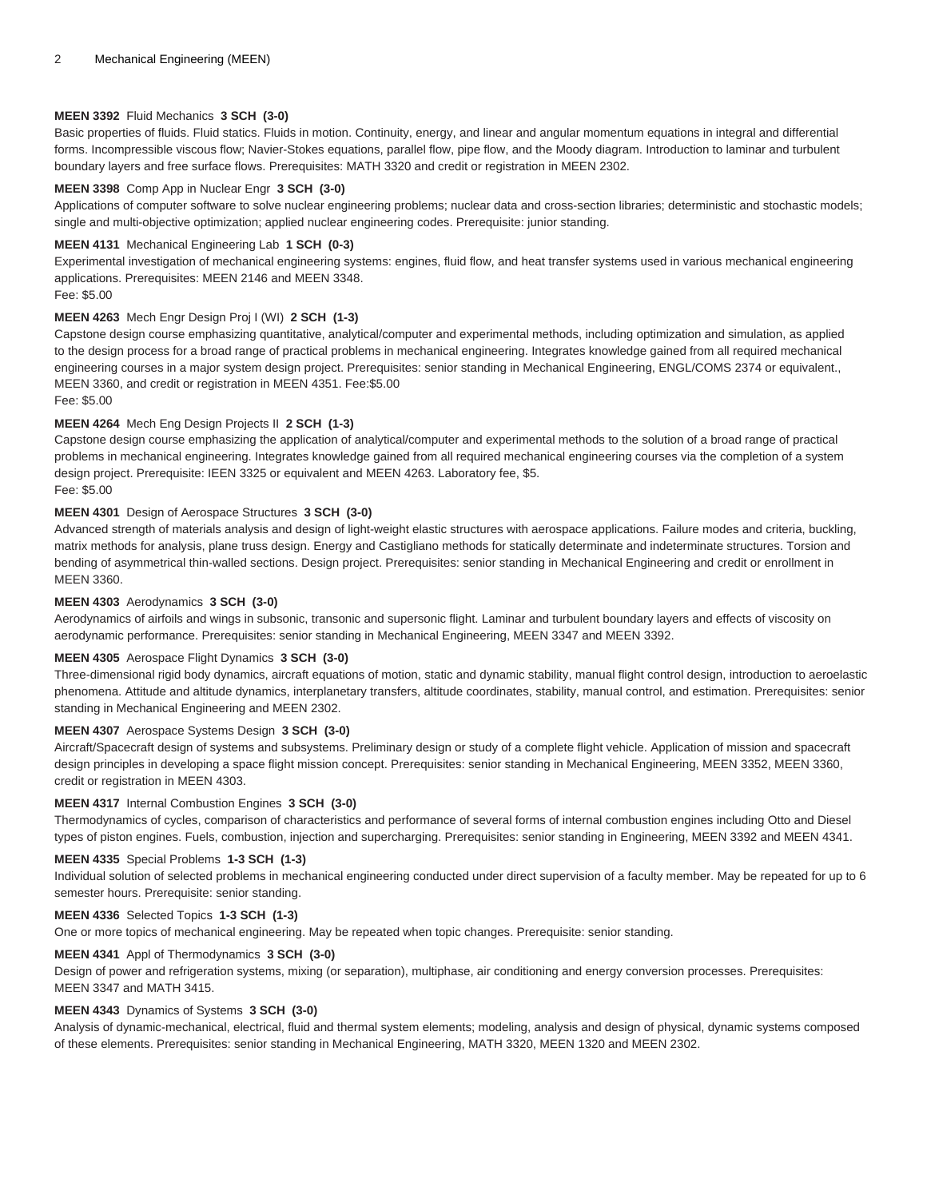**MEEN 3392** Fluid Mechanics **3 SCH (3-0)**
Basic properties of fluids. Fluid statics. Fluids in motion. Continuity, energy, and linear and angular momentum equations in integral and differential forms. Incompressible viscous flow; Navier-Stokes equations, parallel flow, pipe flow, and the Moody diagram. Introduction to laminar and turbulent boundary layers and free surface flows. Prerequisites: MATH 3320 and credit or registration in MEEN 2302.

**MEEN 3398** Comp App in Nuclear Engr **3 SCH (3-0)**
Applications of computer software to solve nuclear engineering problems; nuclear data and cross-section libraries; deterministic and stochastic models; single and multi-objective optimization; applied nuclear engineering codes. Prerequisite: junior standing.

**MEEN 4131** Mechanical Engineering Lab **1 SCH (0-3)**
Experimental investigation of mechanical engineering systems: engines, fluid flow, and heat transfer systems used in various mechanical engineering applications. Prerequisites: MEEN 2146 and MEEN 3348.
Fee: $5.00

**MEEN 4263** Mech Engr Design Proj I (WI) **2 SCH (1-3)**
Capstone design course emphasizing quantitative, analytical/computer and experimental methods, including optimization and simulation, as applied to the design process for a broad range of practical problems in mechanical engineering. Integrates knowledge gained from all required mechanical engineering courses in a major system design project. Prerequisites: senior standing in Mechanical Engineering, ENGL/COMS 2374 or equivalent., MEEN 3360, and credit or registration in MEEN 4351. Fee:$5.00
Fee: $5.00

**MEEN 4264** Mech Eng Design Projects II **2 SCH (1-3)**
Capstone design course emphasizing the application of analytical/computer and experimental methods to the solution of a broad range of practical problems in mechanical engineering. Integrates knowledge gained from all required mechanical engineering courses via the completion of a system design project. Prerequisite: IEEN 3325 or equivalent and MEEN 4263. Laboratory fee, $5.
Fee: $5.00

**MEEN 4301** Design of Aerospace Structures **3 SCH (3-0)**
Advanced strength of materials analysis and design of light-weight elastic structures with aerospace applications. Failure modes and criteria, buckling, matrix methods for analysis, plane truss design. Energy and Castigliano methods for statically determinate and indeterminate structures. Torsion and bending of asymmetrical thin-walled sections. Design project. Prerequisites: senior standing in Mechanical Engineering and credit or enrollment in MEEN 3360.

**MEEN 4303** Aerodynamics **3 SCH (3-0)**
Aerodynamics of airfoils and wings in subsonic, transonic and supersonic flight. Laminar and turbulent boundary layers and effects of viscosity on aerodynamic performance. Prerequisites: senior standing in Mechanical Engineering, MEEN 3347 and MEEN 3392.

**MEEN 4305** Aerospace Flight Dynamics **3 SCH (3-0)**
Three-dimensional rigid body dynamics, aircraft equations of motion, static and dynamic stability, manual flight control design, introduction to aeroelastic phenomena. Attitude and altitude dynamics, interplanetary transfers, altitude coordinates, stability, manual control, and estimation. Prerequisites: senior standing in Mechanical Engineering and MEEN 2302.

**MEEN 4307** Aerospace Systems Design **3 SCH (3-0)**
Aircraft/Spacecraft design of systems and subsystems. Preliminary design or study of a complete flight vehicle. Application of mission and spacecraft design principles in developing a space flight mission concept. Prerequisites: senior standing in Mechanical Engineering, MEEN 3352, MEEN 3360, credit or registration in MEEN 4303.

**MEEN 4317** Internal Combustion Engines **3 SCH (3-0)**
Thermodynamics of cycles, comparison of characteristics and performance of several forms of internal combustion engines including Otto and Diesel types of piston engines. Fuels, combustion, injection and supercharging. Prerequisites: senior standing in Engineering, MEEN 3392 and MEEN 4341.

**MEEN 4335** Special Problems **1-3 SCH (1-3)**
Individual solution of selected problems in mechanical engineering conducted under direct supervision of a faculty member. May be repeated for up to 6 semester hours. Prerequisite: senior standing.

**MEEN 4336** Selected Topics **1-3 SCH (1-3)**
One or more topics of mechanical engineering. May be repeated when topic changes. Prerequisite: senior standing.

**MEEN 4341** Appl of Thermodynamics **3 SCH (3-0)**
Design of power and refrigeration systems, mixing (or separation), multiphase, air conditioning and energy conversion processes. Prerequisites: MEEN 3347 and MATH 3415.

**MEEN 4343** Dynamics of Systems **3 SCH (3-0)**
Analysis of dynamic-mechanical, electrical, fluid and thermal system elements; modeling, analysis and design of physical, dynamic systems composed of these elements. Prerequisites: senior standing in Mechanical Engineering, MATH 3320, MEEN 1320 and MEEN 2302.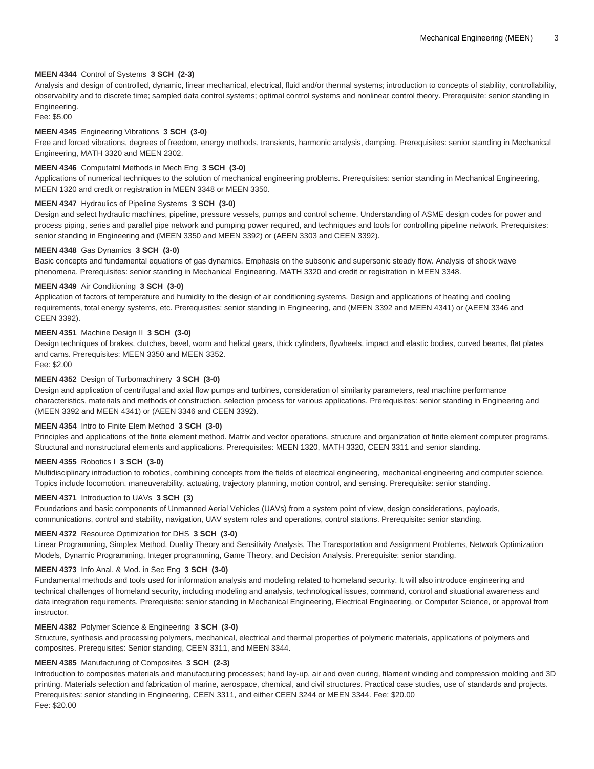**MEEN 4344** Control of Systems **3 SCH (2-3)**
Analysis and design of controlled, dynamic, linear mechanical, electrical, fluid and/or thermal systems; introduction to concepts of stability, controllability, observability and to discrete time; sampled data control systems; optimal control systems and nonlinear control theory. Prerequisite: senior standing in Engineering.
Fee: $5.00

**MEEN 4345** Engineering Vibrations **3 SCH (3-0)**
Free and forced vibrations, degrees of freedom, energy methods, transients, harmonic analysis, damping. Prerequisites: senior standing in Mechanical Engineering, MATH 3320 and MEEN 2302.

**MEEN 4346** Computatnl Methods in Mech Eng **3 SCH (3-0)**
Applications of numerical techniques to the solution of mechanical engineering problems. Prerequisites: senior standing in Mechanical Engineering, MEEN 1320 and credit or registration in MEEN 3348 or MEEN 3350.

**MEEN 4347** Hydraulics of Pipeline Systems **3 SCH (3-0)**
Design and select hydraulic machines, pipeline, pressure vessels, pumps and control scheme. Understanding of ASME design codes for power and process piping, series and parallel pipe network and pumping power required, and techniques and tools for controlling pipeline network. Prerequisites: senior standing in Engineering and (MEEN 3350 and MEEN 3392) or (AEEN 3303 and CEEN 3392).

**MEEN 4348** Gas Dynamics **3 SCH (3-0)**
Basic concepts and fundamental equations of gas dynamics. Emphasis on the subsonic and supersonic steady flow. Analysis of shock wave phenomena. Prerequisites: senior standing in Mechanical Engineering, MATH 3320 and credit or registration in MEEN 3348.

**MEEN 4349** Air Conditioning **3 SCH (3-0)**
Application of factors of temperature and humidity to the design of air conditioning systems. Design and applications of heating and cooling requirements, total energy systems, etc. Prerequisites: senior standing in Engineering, and (MEEN 3392 and MEEN 4341) or (AEEN 3346 and CEEN 3392).

**MEEN 4351** Machine Design II **3 SCH (3-0)**
Design techniques of brakes, clutches, bevel, worm and helical gears, thick cylinders, flywheels, impact and elastic bodies, curved beams, flat plates and cams. Prerequisites: MEEN 3350 and MEEN 3352.
Fee: $2.00

**MEEN 4352** Design of Turbomachinery **3 SCH (3-0)**
Design and application of centrifugal and axial flow pumps and turbines, consideration of similarity parameters, real machine performance characteristics, materials and methods of construction, selection process for various applications. Prerequisites: senior standing in Engineering and (MEEN 3392 and MEEN 4341) or (AEEN 3346 and CEEN 3392).

**MEEN 4354** Intro to Finite Elem Method **3 SCH (3-0)**
Principles and applications of the finite element method. Matrix and vector operations, structure and organization of finite element computer programs. Structural and nonstructural elements and applications. Prerequisites: MEEN 1320, MATH 3320, CEEN 3311 and senior standing.

**MEEN 4355** Robotics I **3 SCH (3-0)**
Multidisciplinary introduction to robotics, combining concepts from the fields of electrical engineering, mechanical engineering and computer science. Topics include locomotion, maneuverability, actuating, trajectory planning, motion control, and sensing. Prerequisite: senior standing.

**MEEN 4371** Introduction to UAVs **3 SCH (3)**
Foundations and basic components of Unmanned Aerial Vehicles (UAVs) from a system point of view, design considerations, payloads, communications, control and stability, navigation, UAV system roles and operations, control stations. Prerequisite: senior standing.

**MEEN 4372** Resource Optimization for DHS **3 SCH (3-0)**
Linear Programming, Simplex Method, Duality Theory and Sensitivity Analysis, The Transportation and Assignment Problems, Network Optimization Models, Dynamic Programming, Integer programming, Game Theory, and Decision Analysis. Prerequisite: senior standing.

**MEEN 4373** Info Anal. & Mod. in Sec Eng **3 SCH (3-0)**
Fundamental methods and tools used for information analysis and modeling related to homeland security. It will also introduce engineering and technical challenges of homeland security, including modeling and analysis, technological issues, command, control and situational awareness and data integration requirements. Prerequisite: senior standing in Mechanical Engineering, Electrical Engineering, or Computer Science, or approval from instructor.

**MEEN 4382** Polymer Science & Engineering **3 SCH (3-0)**
Structure, synthesis and processing polymers, mechanical, electrical and thermal properties of polymeric materials, applications of polymers and composites. Prerequisites: Senior standing, CEEN 3311, and MEEN 3344.

**MEEN 4385** Manufacturing of Composites **3 SCH (2-3)**
Introduction to composites materials and manufacturing processes; hand lay-up, air and oven curing, filament winding and compression molding and 3D printing. Materials selection and fabrication of marine, aerospace, chemical, and civil structures. Practical case studies, use of standards and projects. Prerequisites: senior standing in Engineering, CEEN 3311, and either CEEN 3244 or MEEN 3344. Fee: $20.00
Fee: $20.00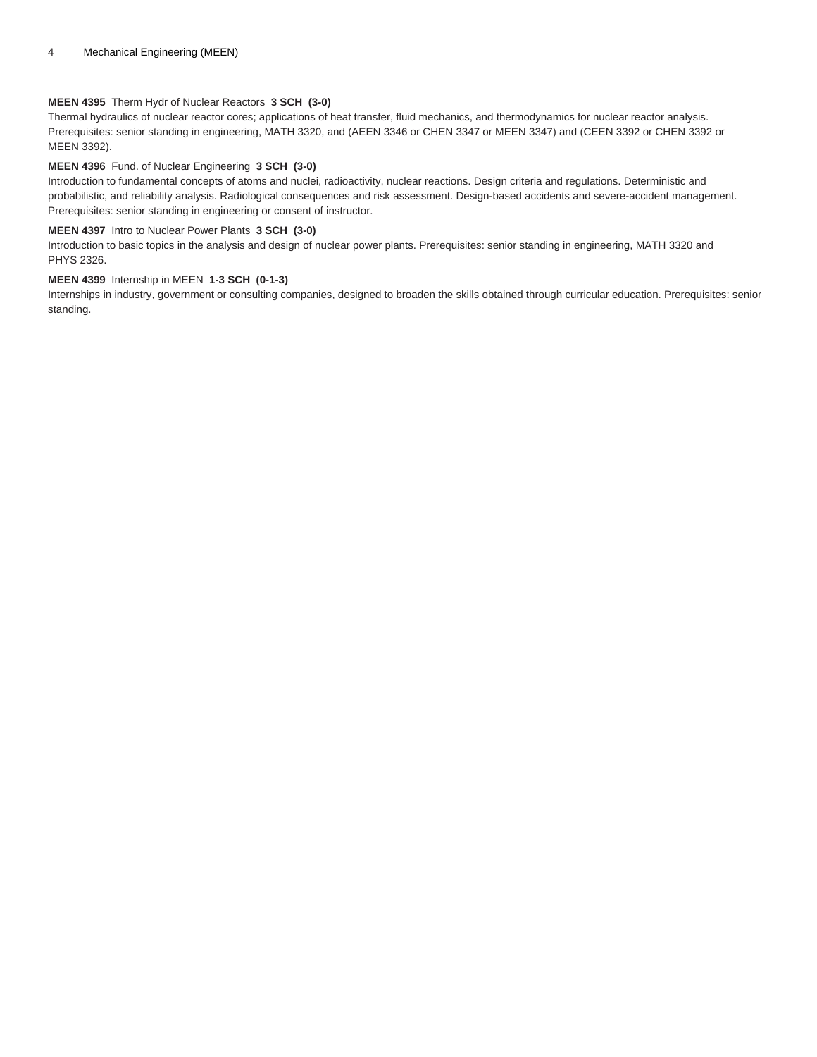**MEEN 4395** Therm Hydr of Nuclear Reactors **3 SCH (3-0)**
Thermal hydraulics of nuclear reactor cores; applications of heat transfer, fluid mechanics, and thermodynamics for nuclear reactor analysis. Prerequisites: senior standing in engineering, MATH 3320, and (AEEN 3346 or CHEN 3347 or MEEN 3347) and (CEEN 3392 or CHEN 3392 or MEEN 3392).

**MEEN 4396** Fund. of Nuclear Engineering **3 SCH (3-0)**
Introduction to fundamental concepts of atoms and nuclei, radioactivity, nuclear reactions. Design criteria and regulations. Deterministic and probabilistic, and reliability analysis. Radiological consequences and risk assessment. Design-based accidents and severe-accident management. Prerequisites: senior standing in engineering or consent of instructor.

**MEEN 4397** Intro to Nuclear Power Plants **3 SCH (3-0)**
Introduction to basic topics in the analysis and design of nuclear power plants. Prerequisites: senior standing in engineering, MATH 3320 and PHYS 2326.

**MEEN 4399** Internship in MEEN **1-3 SCH (0-1-3)**
Internships in industry, government or consulting companies, designed to broaden the skills obtained through curricular education. Prerequisites: senior standing.